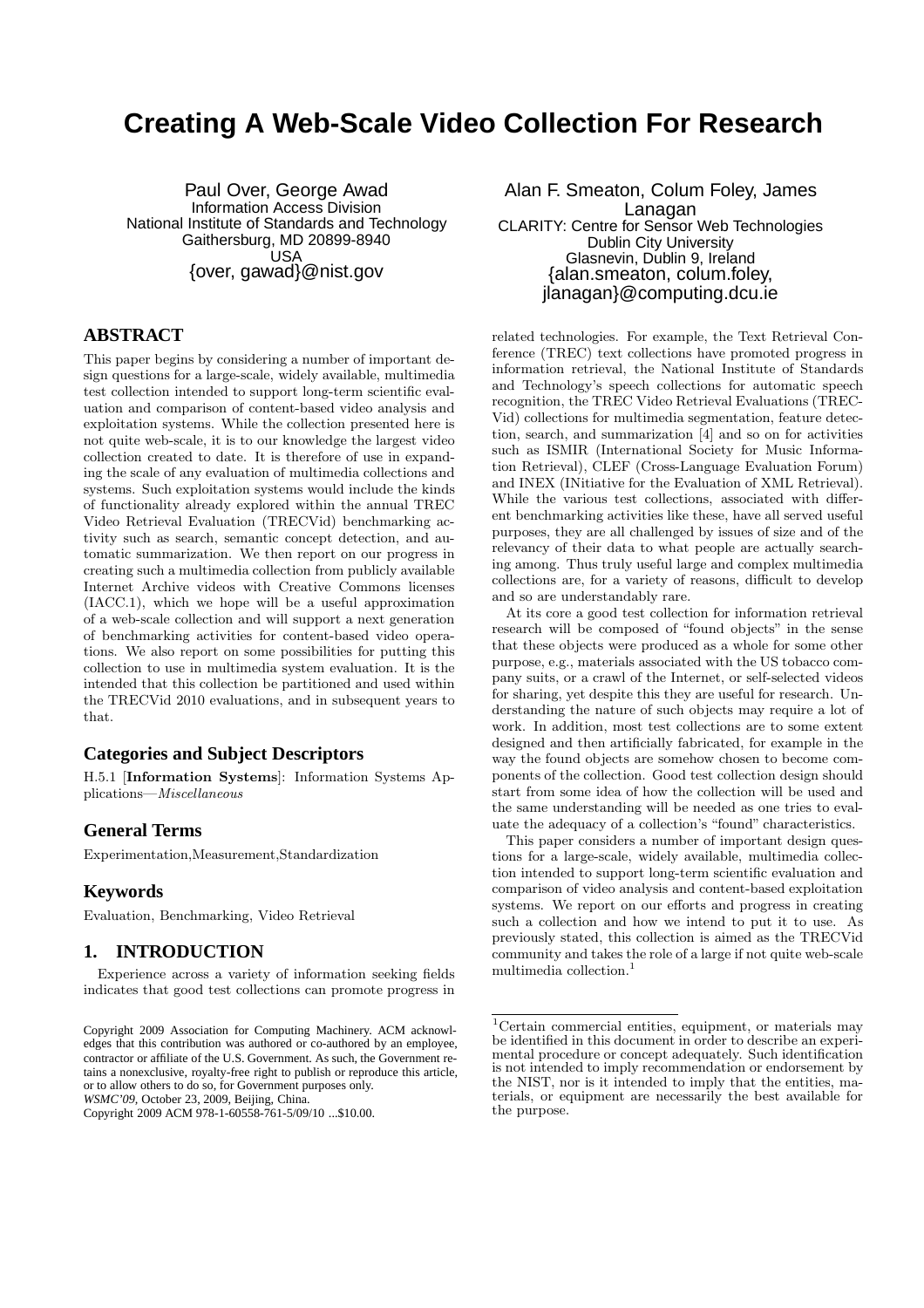# Creating A Web-Scale Video Collection For Research

Paul Over, George Awad
Information Access Division
National Institute of Standards and Technology
Gaithersburg, MD 20899-8940
USA
{over, gawad}@nist.gov

Alan F. Smeaton, Colum Foley, James Lanagan
CLARITY: Centre for Sensor Web Technologies
Dublin City University
Glasnevin, Dublin 9, Ireland
{alan.smeaton, colum.foley, jlanagan}@computing.dcu.ie

## ABSTRACT

This paper begins by considering a number of important design questions for a large-scale, widely available, multimedia test collection intended to support long-term scientific evaluation and comparison of content-based video analysis and exploitation systems. While the collection presented here is not quite web-scale, it is to our knowledge the largest video collection created to date. It is therefore of use in expanding the scale of any evaluation of multimedia collections and systems. Such exploitation systems would include the kinds of functionality already explored within the annual TREC Video Retrieval Evaluation (TRECVid) benchmarking activity such as search, semantic concept detection, and automatic summarization. We then report on our progress in creating such a multimedia collection from publicly available Internet Archive videos with Creative Commons licenses (IACC.1), which we hope will be a useful approximation of a web-scale collection and will support a next generation of benchmarking activities for content-based video operations. We also report on some possibilities for putting this collection to use in multimedia system evaluation. It is the intended that this collection be partitioned and used within the TRECVid 2010 evaluations, and in subsequent years to that.

### Categories and Subject Descriptors

H.5.1 [**Information Systems**]: Information Systems Applications—*Miscellaneous*

### General Terms

Experimentation,Measurement,Standardization

### Keywords

Evaluation, Benchmarking, Video Retrieval

## 1. INTRODUCTION

Experience across a variety of information seeking fields indicates that good test collections can promote progress in related technologies. For example, the Text Retrieval Conference (TREC) text collections have promoted progress in information retrieval, the National Institute of Standards and Technology's speech collections for automatic speech recognition, the TREC Video Retrieval Evaluations (TRECVid) collections for multimedia segmentation, feature detection, search, and summarization [4] and so on for activities such as ISMIR (International Society for Music Information Retrieval), CLEF (Cross-Language Evaluation Forum) and INEX (INitiative for the Evaluation of XML Retrieval). While the various test collections, associated with different benchmarking activities like these, have all served useful purposes, they are all challenged by issues of size and of the relevancy of their data to what people are actually searching among. Thus truly useful large and complex multimedia collections are, for a variety of reasons, difficult to develop and so are understandably rare.

At its core a good test collection for information retrieval research will be composed of "found objects" in the sense that these objects were produced as a whole for some other purpose, e.g., materials associated with the US tobacco company suits, or a crawl of the Internet, or self-selected videos for sharing, yet despite this they are useful for research. Understanding the nature of such objects may require a lot of work. In addition, most test collections are to some extent designed and then artificially fabricated, for example in the way the found objects are somehow chosen to become components of the collection. Good test collection design should start from some idea of how the collection will be used and the same understanding will be needed as one tries to evaluate the adequacy of a collection's "found" characteristics.

This paper considers a number of important design questions for a large-scale, widely available, multimedia collection intended to support long-term scientific evaluation and comparison of video analysis and content-based exploitation systems. We report on our efforts and progress in creating such a collection and how we intend to put it to use. As previously stated, this collection is aimed as the TRECVid community and takes the role of a large if not quite web-scale multimedia collection.[1]

Copyright 2009 Association for Computing Machinery. ACM acknowledges that this contribution was authored or co-authored by an employee, contractor or affiliate of the U.S. Government. As such, the Government retains a nonexclusive, royalty-free right to publish or reproduce this article, or to allow others to do so, for Government purposes only.
*WSMC'09*, October 23, 2009, Beijing, China.
Copyright 2009 ACM 978-1-60558-761-5/09/10 ...$10.00.

[1] Certain commercial entities, equipment, or materials may be identified in this document in order to describe an experimental procedure or concept adequately. Such identification is not intended to imply recommendation or endorsement by the NIST, nor is it intended to imply that the entities, materials, or equipment are necessarily the best available for the purpose.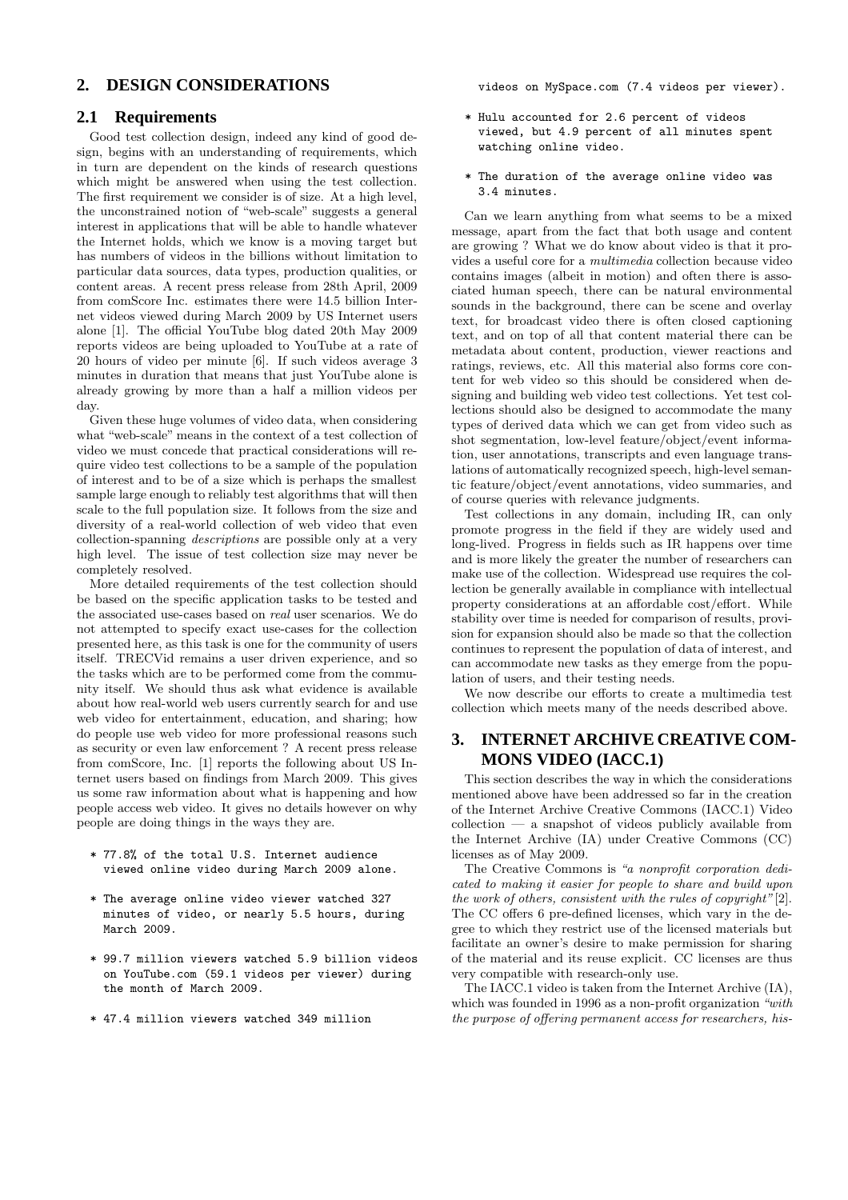## 2. DESIGN CONSIDERATIONS

### 2.1 Requirements

Good test collection design, indeed any kind of good design, begins with an understanding of requirements, which in turn are dependent on the kinds of research questions which might be answered when using the test collection. The first requirement we consider is of size. At a high level, the unconstrained notion of "web-scale" suggests a general interest in applications that will be able to handle whatever the Internet holds, which we know is a moving target but has numbers of videos in the billions without limitation to particular data sources, data types, production qualities, or content areas. A recent press release from 28th April, 2009 from comScore Inc. estimates there were 14.5 billion Internet videos viewed during March 2009 by US Internet users alone [1]. The official YouTube blog dated 20th May 2009 reports videos are being uploaded to YouTube at a rate of 20 hours of video per minute [6]. If such videos average 3 minutes in duration that means that just YouTube alone is already growing by more than a half a million videos per day.

Given these huge volumes of video data, when considering what "web-scale" means in the context of a test collection of video we must concede that practical considerations will require video test collections to be a sample of the population of interest and to be of a size which is perhaps the smallest sample large enough to reliably test algorithms that will then scale to the full population size. It follows from the size and diversity of a real-world collection of web video that even collection-spanning *descriptions* are possible only at a very high level. The issue of test collection size may never be completely resolved.

More detailed requirements of the test collection should be based on the specific application tasks to be tested and the associated use-cases based on *real* user scenarios. We do not attempted to specify exact use-cases for the collection presented here, as this task is one for the community of users itself. TRECVid remains a user driven experience, and so the tasks which are to be performed come from the community itself. We should thus ask what evidence is available about how real-world web users currently search for and use web video for entertainment, education, and sharing; how do people use web video for more professional reasons such as security or even law enforcement ? A recent press release from comScore, Inc. [1] reports the following about US Internet users based on findings from March 2009. This gives us some raw information about what is happening and how people access web video. It gives no details however on why people are doing things in the ways they are.

```
* 77.8% of the total U.S. Internet audience
  viewed online video during March 2009 alone.

* The average online video viewer watched 327
  minutes of video, or nearly 5.5 hours, during
  March 2009.

* 99.7 million viewers watched 5.9 billion videos
  on YouTube.com (59.1 videos per viewer) during
  the month of March 2009.

* 47.4 million viewers watched 349 million
  videos on MySpace.com (7.4 videos per viewer).

* Hulu accounted for 2.6 percent of videos
  viewed, but 4.9 percent of all minutes spent
  watching online video.

* The duration of the average online video was
  3.4 minutes.
```

Can we learn anything from what seems to be a mixed message, apart from the fact that both usage and content are growing ? What we do know about video is that it provides a useful core for a *multimedia* collection because video contains images (albeit in motion) and often there is associated human speech, there can be natural environmental sounds in the background, there can be scene and overlay text, for broadcast video there is often closed captioning text, and on top of all that content material there can be metadata about content, production, viewer reactions and ratings, reviews, etc. All this material also forms core content for web video so this should be considered when designing and building web video test collections. Yet test collections should also be designed to accommodate the many types of derived data which we can get from video such as shot segmentation, low-level feature/object/event information, user annotations, transcripts and even language translations of automatically recognized speech, high-level semantic feature/object/event annotations, video summaries, and of course queries with relevance judgments.

Test collections in any domain, including IR, can only promote progress in the field if they are widely used and long-lived. Progress in fields such as IR happens over time and is more likely the greater the number of researchers can make use of the collection. Widespread use requires the collection be generally available in compliance with intellectual property considerations at an affordable cost/effort. While stability over time is needed for comparison of results, provision for expansion should also be made so that the collection continues to represent the population of data of interest, and can accommodate new tasks as they emerge from the population of users, and their testing needs.

We now describe our efforts to create a multimedia test collection which meets many of the needs described above.

## 3. INTERNET ARCHIVE CREATIVE COMMONS VIDEO (IACC.1)

This section describes the way in which the considerations mentioned above have been addressed so far in the creation of the Internet Archive Creative Commons (IACC.1) Video collection — a snapshot of videos publicly available from the Internet Archive (IA) under Creative Commons (CC) licenses as of May 2009.

The Creative Commons is *"a nonprofit corporation dedicated to making it easier for people to share and build upon the work of others, consistent with the rules of copyright"* [2]. The CC offers 6 pre-defined licenses, which vary in the degree to which they restrict use of the licensed materials but facilitate an owner's desire to make permission for sharing of the material and its reuse explicit. CC licenses are thus very compatible with research-only use.

The IACC.1 video is taken from the Internet Archive (IA), which was founded in 1996 as a non-profit organization *"with the purpose of offering permanent access for researchers, his-*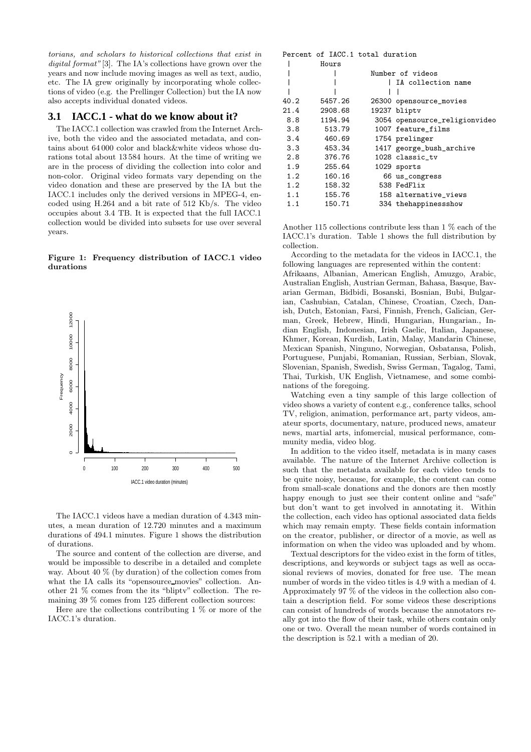*torians, and scholars to historical collections that exist in digital format"* [3]. The IA's collections have grown over the years and now include moving images as well as text, audio, etc. The IA grew originally by incorporating whole collections of video (e.g. the Prellinger Collection) but the IA now also accepts individual donated videos.

## 3.1 IACC.1 - what do we know about it?

The IACC.1 collection was crawled from the Internet Archive, both the video and the associated metadata, and contains about 64 000 color and black&white videos whose durations total about 13 584 hours. At the time of writing we are in the process of dividing the collection into color and non-color. Original video formats vary depending on the video donation and these are preserved by the IA but the IACC.1 includes only the derived versions in MPEG-4, encoded using H.264 and a bit rate of 512 Kb/s. The video occupies about 3.4 TB. It is expected that the full IACC.1 collection would be divided into subsets for use over several years.

**Figure 1: Frequency distribution of IACC.1 video durations**

The IACC.1 videos have a median duration of 4.343 minutes, a mean duration of 12.720 minutes and a maximum durations of 494.1 minutes. Figure 1 shows the distribution of durations.

The source and content of the collection are diverse, and would be impossible to describe in a detailed and complete way. About 40 % (by duration) of the collection comes from what the IA calls its "opensource_movies" collection. Another 21 % comes from the its "bliptv" collection. The remaining 39 % comes from 125 different collection sources:

Here are the collections contributing 1 % or more of the IACC.1's duration.

| Percent of IACC.1 total duration | Hours | Number of videos | IA collection name |
|---|---|---|---|
| 40.2 | 5457.26 | 26300 | opensource_movies |
| 21.4 | 2908.68 | 19237 | bliptv |
| 8.8 | 1194.94 | 3054 | opensource_religionvideo |
| 3.8 | 513.79 | 1007 | feature_films |
| 3.4 | 460.69 | 1754 | prelinger |
| 3.3 | 453.34 | 1417 | george_bush_archive |
| 2.8 | 376.76 | 1028 | classic_tv |
| 1.9 | 255.64 | 1029 | sports |
| 1.2 | 160.16 | 66 | us_congress |
| 1.2 | 158.32 | 538 | FedFlix |
| 1.1 | 155.76 | 158 | alternative_views |
| 1.1 | 150.71 | 334 | thehappinessshow |

Another 115 collections contribute less than 1 % each of the IACC.1's duration. Table 1 shows the full distribution by collection.

According to the metadata for the videos in IACC.1, the following languages are represented within the content: Afrikaans, Albanian, American English, Amuzgo, Arabic, Australian English, Austrian German, Bahasa, Basque, Bavarian German, Bidbidi, Bosanski, Bosnian, Bubi, Bulgarian, Cashubian, Catalan, Chinese, Croatian, Czech, Danish, Dutch, Estonian, Farsi, Finnish, French, Galician, German, Greek, Hebrew, Hindi, Hungarian, Hungarian., Indian English, Indonesian, Irish Gaelic, Italian, Japanese, Khmer, Korean, Kurdish, Latin, Malay, Mandarin Chinese, Mexican Spanish, Ninguno, Norwegian, Osbatansa, Polish, Portuguese, Punjabi, Romanian, Russian, Serbian, Slovak, Slovenian, Spanish, Swedish, Swiss German, Tagalog, Tami, Thai, Turkish, UK English, Vietnamese, and some combinations of the foregoing.

Watching even a tiny sample of this large collection of video shows a variety of content e.g., conference talks, school TV, religion, animation, performance art, party videos, amateur sports, documentary, nature, produced news, amateur news, martial arts, infomercial, musical performance, community media, video blog.

In addition to the video itself, metadata is in many cases available. The nature of the Internet Archive collection is such that the metadata available for each video tends to be quite noisy, because, for example, the content can come from small-scale donations and the donors are then mostly happy enough to just see their content online and "safe" but don't want to get involved in annotating it. Within the collection, each video has optional associated data fields which may remain empty. These fields contain information on the creator, publisher, or director of a movie, as well as information on when the video was uploaded and by whom.

Textual descriptors for the video exist in the form of titles, descriptions, and keywords or subject tags as well as occasional reviews of movies, donated for free use. The mean number of words in the video titles is 4.9 with a median of 4. Approximately 97 % of the videos in the collection also contain a description field. For some videos these descriptions can consist of hundreds of words because the annotators really got into the flow of their task, while others contain only one or two. Overall the mean number of words contained in the description is 52.1 with a median of 20.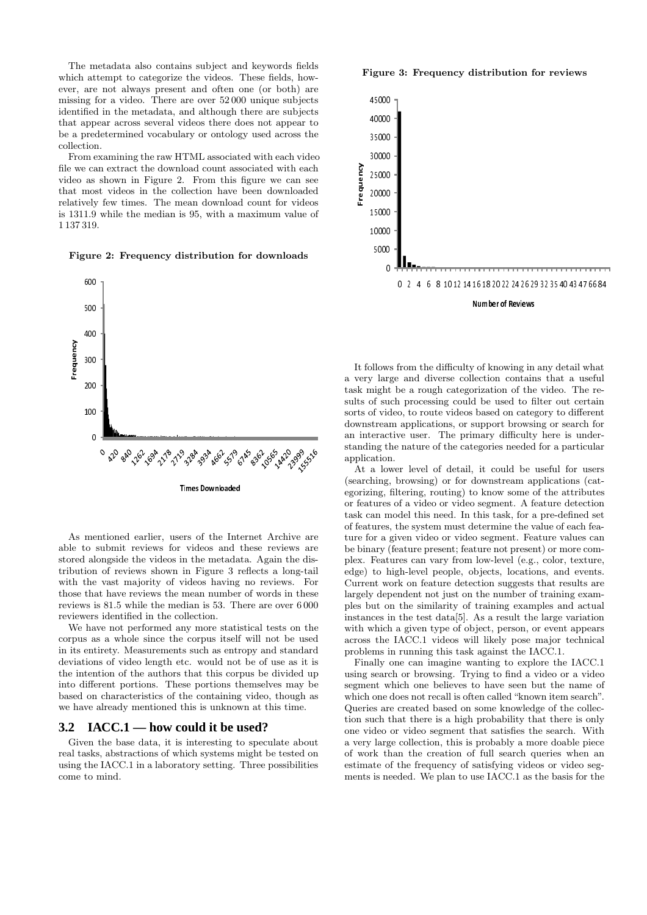The metadata also contains subject and keywords fields which attempt to categorize the videos. These fields, however, are not always present and often one (or both) are missing for a video. There are over 52 000 unique subjects identified in the metadata, and although there are subjects that appear across several videos there does not appear to be a predetermined vocabulary or ontology used across the collection.

From examining the raw HTML associated with each video file we can extract the download count associated with each video as shown in Figure 2. From this figure we can see that most videos in the collection have been downloaded relatively few times. The mean download count for videos is 1311.9 while the median is 95, with a maximum value of 1 137 319.

**Figure 2: Frequency distribution for downloads**

As mentioned earlier, users of the Internet Archive are able to submit reviews for videos and these reviews are stored alongside the videos in the metadata. Again the distribution of reviews shown in Figure 3 reflects a long-tail with the vast majority of videos having no reviews. For those that have reviews the mean number of words in these reviews is 81.5 while the median is 53. There are over 6 000 reviewers identified in the collection.

We have not performed any more statistical tests on the corpus as a whole since the corpus itself will not be used in its entirety. Measurements such as entropy and standard deviations of video length etc. would not be of use as it is the intention of the authors that this corpus be divided up into different portions. These portions themselves may be based on characteristics of the containing video, though as we have already mentioned this is unknown at this time.

## 3.2 IACC.1 — how could it be used?

Given the base data, it is interesting to speculate about real tasks, abstractions of which systems might be tested on using the IACC.1 in a laboratory setting. Three possibilities come to mind.

**Figure 3: Frequency distribution for reviews**

It follows from the difficulty of knowing in any detail what a very large and diverse collection contains that a useful task might be a rough categorization of the video. The results of such processing could be used to filter out certain sorts of video, to route videos based on category to different downstream applications, or support browsing or search for an interactive user. The primary difficulty here is understanding the nature of the categories needed for a particular application.

At a lower level of detail, it could be useful for users (searching, browsing) or for downstream applications (categorizing, filtering, routing) to know some of the attributes or features of a video or video segment. A feature detection task can model this need. In this task, for a pre-defined set of features, the system must determine the value of each feature for a given video or video segment. Feature values can be binary (feature present; feature not present) or more complex. Features can vary from low-level (e.g., color, texture, edge) to high-level people, objects, locations, and events. Current work on feature detection suggests that results are largely dependent not just on the number of training examples but on the similarity of training examples and actual instances in the test data[5]. As a result the large variation with which a given type of object, person, or event appears across the IACC.1 videos will likely pose major technical problems in running this task against the IACC.1.

Finally one can imagine wanting to explore the IACC.1 using search or browsing. Trying to find a video or a video segment which one believes to have seen but the name of which one does not recall is often called "known item search". Queries are created based on some knowledge of the collection such that there is a high probability that there is only one video or video segment that satisfies the search. With a very large collection, this is probably a more doable piece of work than the creation of full search queries when an estimate of the frequency of satisfying videos or video segments is needed. We plan to use IACC.1 as the basis for the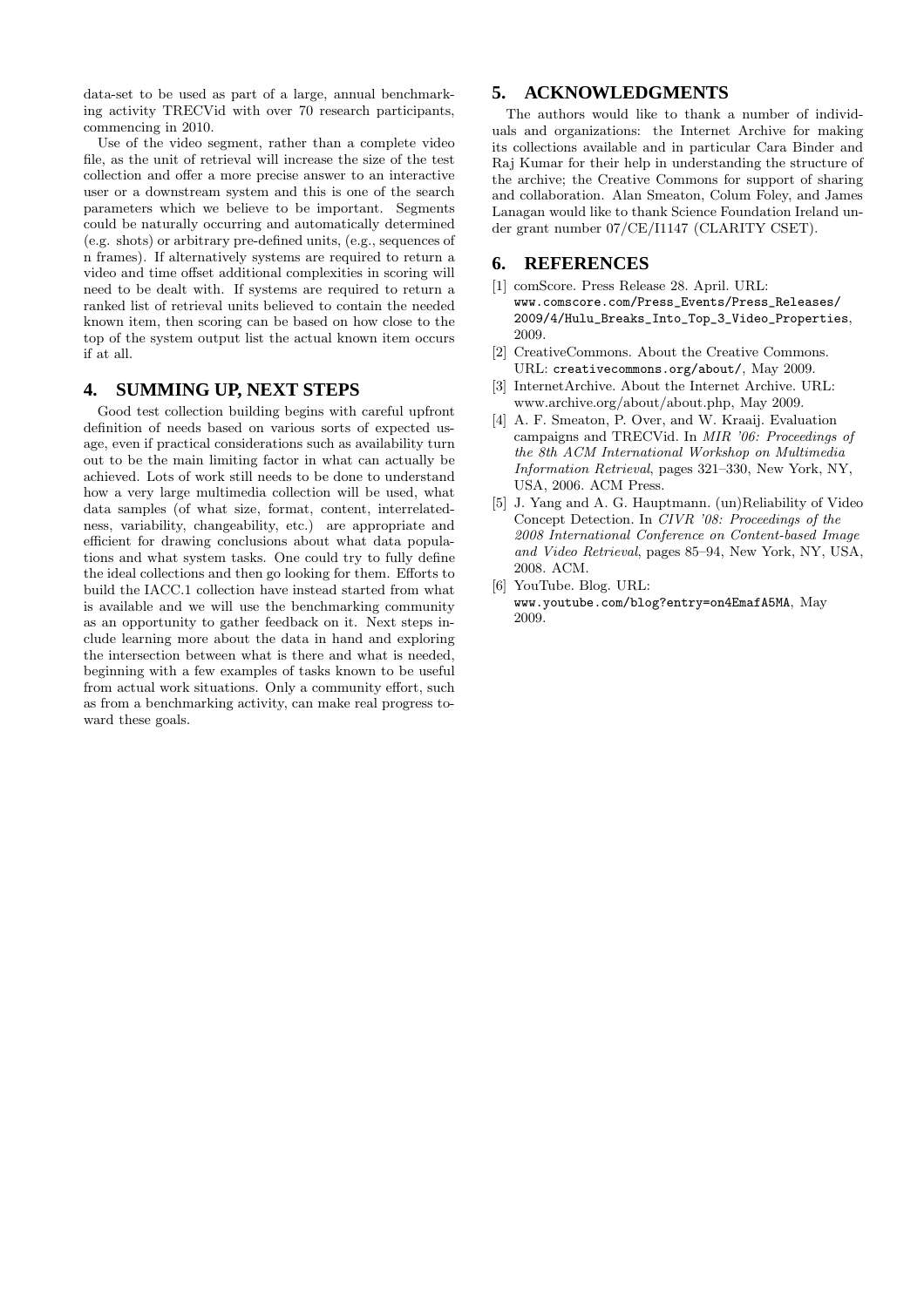data-set to be used as part of a large, annual benchmarking activity TRECVid with over 70 research participants, commencing in 2010.

Use of the video segment, rather than a complete video file, as the unit of retrieval will increase the size of the test collection and offer a more precise answer to an interactive user or a downstream system and this is one of the search parameters which we believe to be important. Segments could be naturally occurring and automatically determined (e.g. shots) or arbitrary pre-defined units, (e.g., sequences of n frames). If alternatively systems are required to return a video and time offset additional complexities in scoring will need to be dealt with. If systems are required to return a ranked list of retrieval units believed to contain the needed known item, then scoring can be based on how close to the top of the system output list the actual known item occurs if at all.

## 4. SUMMING UP, NEXT STEPS

Good test collection building begins with careful upfront definition of needs based on various sorts of expected usage, even if practical considerations such as availability turn out to be the main limiting factor in what can actually be achieved. Lots of work still needs to be done to understand how a very large multimedia collection will be used, what data samples (of what size, format, content, interrelatedness, variability, changeability, etc.) are appropriate and efficient for drawing conclusions about what data populations and what system tasks. One could try to fully define the ideal collections and then go looking for them. Efforts to build the IACC.1 collection have instead started from what is available and we will use the benchmarking community as an opportunity to gather feedback on it. Next steps include learning more about the data in hand and exploring the intersection between what is there and what is needed, beginning with a few examples of tasks known to be useful from actual work situations. Only a community effort, such as from a benchmarking activity, can make real progress toward these goals.

## 5. ACKNOWLEDGMENTS

The authors would like to thank a number of individuals and organizations: the Internet Archive for making its collections available and in particular Cara Binder and Raj Kumar for their help in understanding the structure of the archive; the Creative Commons for support of sharing and collaboration. Alan Smeaton, Colum Foley, and James Lanagan would like to thank Science Foundation Ireland under grant number 07/CE/I1147 (CLARITY CSET).

## 6. REFERENCES

[1] comScore. Press Release 28. April. URL: www.comscore.com/Press_Events/Press_Releases/2009/4/Hulu_Breaks_Into_Top_3_Video_Properties, 2009.

[2] CreativeCommons. About the Creative Commons. URL: creativecommons.org/about/, May 2009.

[3] InternetArchive. About the Internet Archive. URL: www.archive.org/about/about.php, May 2009.

[4] A. F. Smeaton, P. Over, and W. Kraaij. Evaluation campaigns and TRECVid. In *MIR '06: Proceedings of the 8th ACM International Workshop on Multimedia Information Retrieval*, pages 321–330, New York, NY, USA, 2006. ACM Press.

[5] J. Yang and A. G. Hauptmann. (un)Reliability of Video Concept Detection. In *CIVR '08: Proceedings of the 2008 International Conference on Content-based Image and Video Retrieval*, pages 85–94, New York, NY, USA, 2008. ACM.

[6] YouTube. Blog. URL: www.youtube.com/blog?entry=on4EmafA5MA, May 2009.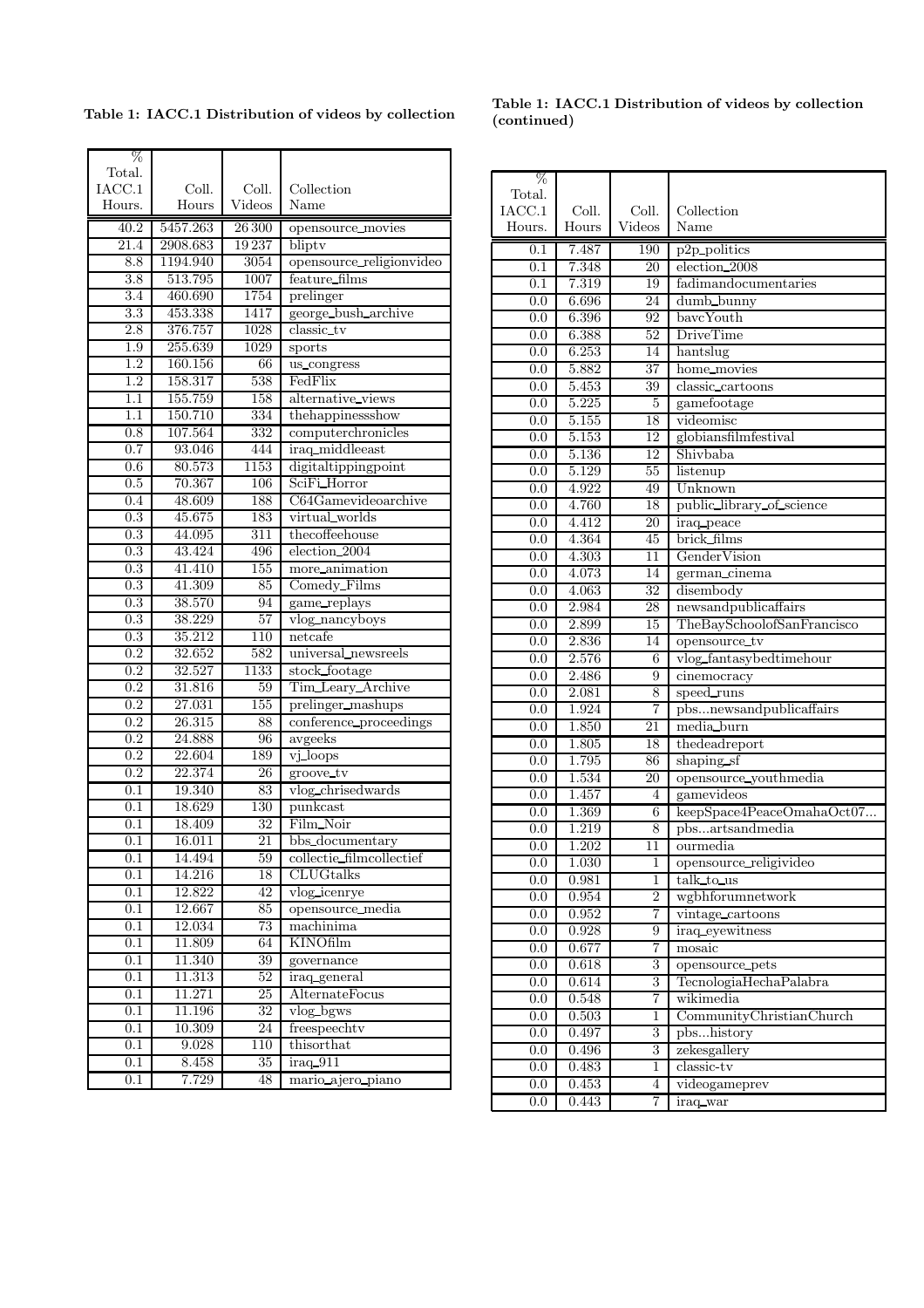**Table 1: IACC.1 Distribution of videos by collection**

| % Total. IACC.1 Hours. | Coll. Hours | Coll. Videos | Collection Name |
|---|---|---|---|
| 40.2 | 5457.263 | 26 300 | opensource_movies |
| 21.4 | 2908.683 | 19 237 | bliptv |
| 8.8 | 1194.940 | 3054 | opensource_religionvideo |
| 3.8 | 513.795 | 1007 | feature_films |
| 3.4 | 460.690 | 1754 | prelinger |
| 3.3 | 453.338 | 1417 | george_bush_archive |
| 2.8 | 376.757 | 1028 | classic_tv |
| 1.9 | 255.639 | 1029 | sports |
| 1.2 | 160.156 | 66 | us_congress |
| 1.2 | 158.317 | 538 | FedFlix |
| 1.1 | 155.759 | 158 | alternative_views |
| 1.1 | 150.710 | 334 | thehappinessshow |
| 0.8 | 107.564 | 332 | computerchronicles |
| 0.7 | 93.046 | 444 | iraq_middleeast |
| 0.6 | 80.573 | 1153 | digitaltippingpoint |
| 0.5 | 70.367 | 106 | SciFi_Horror |
| 0.4 | 48.609 | 188 | C64Gamevideoarchive |
| 0.3 | 45.675 | 183 | virtual_worlds |
| 0.3 | 44.095 | 311 | thecoffeehouse |
| 0.3 | 43.424 | 496 | election_2004 |
| 0.3 | 41.410 | 155 | more_animation |
| 0.3 | 41.309 | 85 | Comedy_Films |
| 0.3 | 38.570 | 94 | game_replays |
| 0.3 | 38.229 | 57 | vlog_nancyboys |
| 0.3 | 35.212 | 110 | netcafe |
| 0.2 | 32.652 | 582 | universal_newsreels |
| 0.2 | 32.527 | 1133 | stock_footage |
| 0.2 | 31.816 | 59 | Tim_Leary_Archive |
| 0.2 | 27.031 | 155 | prelinger_mashups |
| 0.2 | 26.315 | 88 | conference_proceedings |
| 0.2 | 24.888 | 96 | avgeeks |
| 0.2 | 22.604 | 189 | vj_loops |
| 0.2 | 22.374 | 26 | groove_tv |
| 0.1 | 19.340 | 83 | vlog_chrisedwards |
| 0.1 | 18.629 | 130 | punkcast |
| 0.1 | 18.409 | 32 | Film_Noir |
| 0.1 | 16.011 | 21 | bbs_documentary |
| 0.1 | 14.494 | 59 | collectie_filmcollectief |
| 0.1 | 14.216 | 18 | CLUGtalks |
| 0.1 | 12.822 | 42 | vlog_icenrye |
| 0.1 | 12.667 | 85 | opensource_media |
| 0.1 | 12.034 | 73 | machinima |
| 0.1 | 11.809 | 64 | KINOfilm |
| 0.1 | 11.340 | 39 | governance |
| 0.1 | 11.313 | 52 | iraq_general |
| 0.1 | 11.271 | 25 | AlternateFocus |
| 0.1 | 11.196 | 32 | vlog_bgws |
| 0.1 | 10.309 | 24 | freespeechtv |
| 0.1 | 9.028 | 110 | thisorthat |
| 0.1 | 8.458 | 35 | iraq_911 |
| 0.1 | 7.729 | 48 | mario_ajero_piano |

**Table 1: IACC.1 Distribution of videos by collection (continued)**

| % Total. IACC.1 Hours. | Coll. Hours | Coll. Videos | Collection Name |
|---|---|---|---|
| 0.1 | 7.487 | 190 | p2p_politics |
| 0.1 | 7.348 | 20 | election_2008 |
| 0.1 | 7.319 | 19 | fadimandocumentaries |
| 0.0 | 6.696 | 24 | dumb_bunny |
| 0.0 | 6.396 | 92 | bavcYouth |
| 0.0 | 6.388 | 52 | DriveTime |
| 0.0 | 6.253 | 14 | hantslug |
| 0.0 | 5.882 | 37 | home_movies |
| 0.0 | 5.453 | 39 | classic_cartoons |
| 0.0 | 5.225 | 5 | gamefootage |
| 0.0 | 5.155 | 18 | videomisc |
| 0.0 | 5.153 | 12 | globiansfilmfestival |
| 0.0 | 5.136 | 12 | Shivbaba |
| 0.0 | 5.129 | 55 | listenup |
| 0.0 | 4.922 | 49 | Unknown |
| 0.0 | 4.760 | 18 | public_library_of_science |
| 0.0 | 4.412 | 20 | iraq_peace |
| 0.0 | 4.364 | 45 | brick_films |
| 0.0 | 4.303 | 11 | GenderVision |
| 0.0 | 4.073 | 14 | german_cinema |
| 0.0 | 4.063 | 32 | disembody |
| 0.0 | 2.984 | 28 | newsandpublicaffairs |
| 0.0 | 2.899 | 15 | TheBaySchoolofSanFrancisco |
| 0.0 | 2.836 | 14 | opensource_tv |
| 0.0 | 2.576 | 6 | vlog_fantasybedtimehour |
| 0.0 | 2.486 | 9 | cinemocracy |
| 0.0 | 2.081 | 8 | speed_runs |
| 0.0 | 1.924 | 7 | pbs...newsandpublicaffairs |
| 0.0 | 1.850 | 21 | media_burn |
| 0.0 | 1.805 | 18 | thedeadreport |
| 0.0 | 1.795 | 86 | shaping_sf |
| 0.0 | 1.534 | 20 | opensource_youthmedia |
| 0.0 | 1.457 | 4 | gamevideos |
| 0.0 | 1.369 | 6 | keepSpace4PeaceOmahaOct07... |
| 0.0 | 1.219 | 8 | pbs...artsandmedia |
| 0.0 | 1.202 | 11 | ourmedia |
| 0.0 | 1.030 | 1 | opensource_religivideo |
| 0.0 | 0.981 | 1 | talk_to_us |
| 0.0 | 0.954 | 2 | wgbhforumnetwork |
| 0.0 | 0.952 | 7 | vintage_cartoons |
| 0.0 | 0.928 | 9 | iraq_eyewitness |
| 0.0 | 0.677 | 7 | mosaic |
| 0.0 | 0.618 | 3 | opensource_pets |
| 0.0 | 0.614 | 3 | TecnologiaHechaPalabra |
| 0.0 | 0.548 | 7 | wikimedia |
| 0.0 | 0.503 | 1 | CommunityChristianChurch |
| 0.0 | 0.497 | 3 | pbs...history |
| 0.0 | 0.496 | 3 | zekesgallery |
| 0.0 | 0.483 | 1 | classic-tv |
| 0.0 | 0.453 | 4 | videogameprev |
| 0.0 | 0.443 | 7 | iraq_war |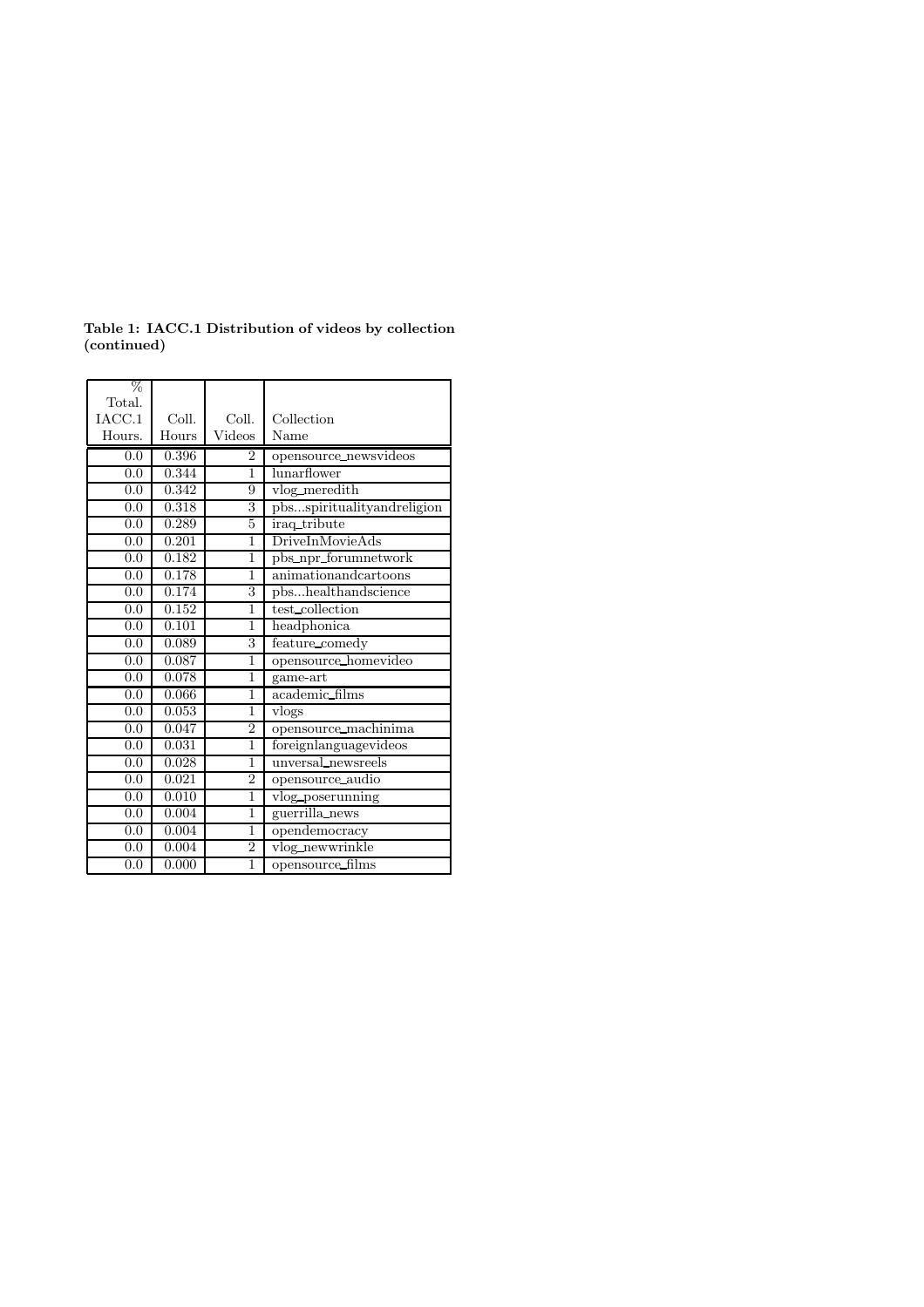**Table 1: IACC.1 Distribution of videos by collection (continued)**

| % Total. IACC.1 Hours. | Coll. Hours | Coll. Videos | Collection Name |
|---|---|---|---|
| 0.0 | 0.396 | 2 | opensource_newsvideos |
| 0.0 | 0.344 | 1 | lunarflower |
| 0.0 | 0.342 | 9 | vlog_meredith |
| 0.0 | 0.318 | 3 | pbs...spiritualityandreligion |
| 0.0 | 0.289 | 5 | iraq_tribute |
| 0.0 | 0.201 | 1 | DriveInMovieAds |
| 0.0 | 0.182 | 1 | pbs_npr_forumnetwork |
| 0.0 | 0.178 | 1 | animationandcartoons |
| 0.0 | 0.174 | 3 | pbs...healthandscience |
| 0.0 | 0.152 | 1 | test_collection |
| 0.0 | 0.101 | 1 | headphonica |
| 0.0 | 0.089 | 3 | feature_comedy |
| 0.0 | 0.087 | 1 | opensource_homevideo |
| 0.0 | 0.078 | 1 | game-art |
| 0.0 | 0.066 | 1 | academic_films |
| 0.0 | 0.053 | 1 | vlogs |
| 0.0 | 0.047 | 2 | opensource_machinima |
| 0.0 | 0.031 | 1 | foreignlanguagevideos |
| 0.0 | 0.028 | 1 | unversal_newsreels |
| 0.0 | 0.021 | 2 | opensource_audio |
| 0.0 | 0.010 | 1 | vlog_poserunning |
| 0.0 | 0.004 | 1 | guerrilla_news |
| 0.0 | 0.004 | 1 | opendemocracy |
| 0.0 | 0.004 | 2 | vlog_newwrinkle |
| 0.0 | 0.000 | 1 | opensource_films |